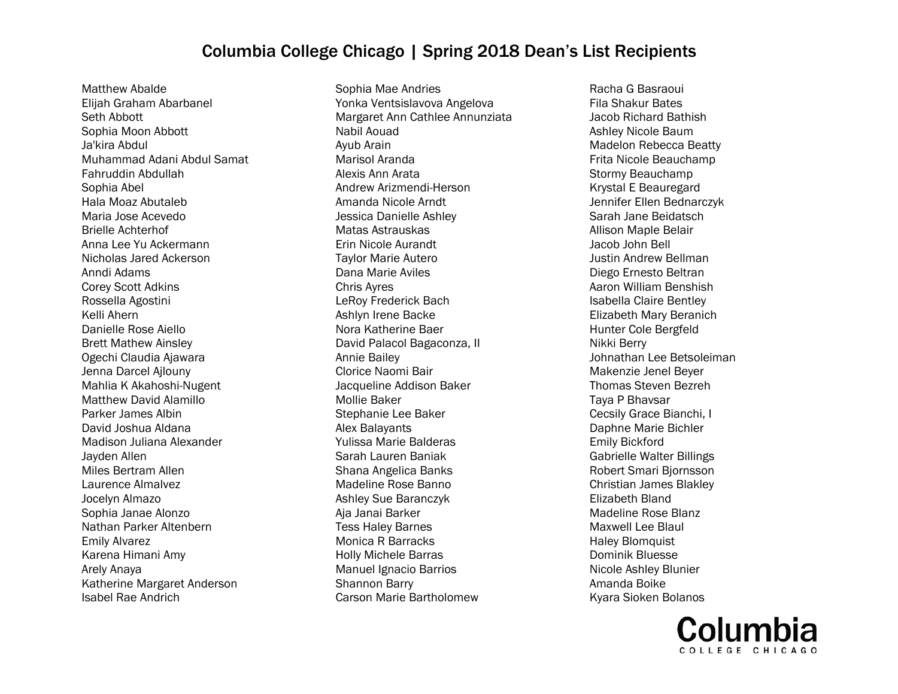# Columbia College Chicago | Spring 2018 Dean's List Recipients

Matthew Abalde
Elijah Graham Abarbanel
Seth Abbott
Sophia Moon Abbott
Ja'kira Abdul
Muhammad Adani Abdul Samat
Fahruddin Abdullah
Sophia Abel
Hala Moaz Abutaleb
Maria Jose Acevedo
Brielle Achterhof
Anna Lee Yu Ackermann
Nicholas Jared Ackerson
Anndi Adams
Corey Scott Adkins
Rossella Agostini
Kelli Ahern
Danielle Rose Aiello
Brett Mathew Ainsley
Ogechi Claudia Ajawara
Jenna Darcel Ajlouny
Mahlia K Akahoshi-Nugent
Matthew David Alamillo
Parker James Albin
David Joshua Aldana
Madison Juliana Alexander
Jayden Allen
Miles Bertram Allen
Laurence Almalvez
Jocelyn Almazo
Sophia Janae Alonzo
Nathan Parker Altenbern
Emily Alvarez
Karena Himani Amy
Arely Anaya
Katherine Margaret Anderson
Isabel Rae Andrich
Sophia Mae Andries
Yonka Ventsislavova Angelova
Margaret Ann Cathlee Annunziata
Nabil Aouad
Ayub Arain
Marisol Aranda
Alexis Ann Arata
Andrew Arizmendi-Herson
Amanda Nicole Arndt
Jessica Danielle Ashley
Matas Astrauskas
Erin Nicole Aurandt
Taylor Marie Autero
Dana Marie Aviles
Chris Ayres
LeRoy Frederick Bach
Ashlyn Irene Backe
Nora Katherine Baer
David Palacol Bagaconza, II
Annie Bailey
Clorice Naomi Bair
Jacqueline Addison Baker
Mollie Baker
Stephanie Lee Baker
Alex Balayants
Yulissa Marie Balderas
Sarah Lauren Baniak
Shana Angelica Banks
Madeline Rose Banno
Ashley Sue Baranczyk
Aja Janai Barker
Tess Haley Barnes
Monica R Barracks
Holly Michele Barras
Manuel Ignacio Barrios
Shannon Barry
Carson Marie Bartholomew
Racha G Basraoui
Fila Shakur Bates
Jacob Richard Bathish
Ashley Nicole Baum
Madelon Rebecca Beatty
Frita Nicole Beauchamp
Stormy Beauchamp
Krystal E Beauregard
Jennifer Ellen Bednarczyk
Sarah Jane Beidatsch
Allison Maple Belair
Jacob John Bell
Justin Andrew Bellman
Diego Ernesto Beltran
Aaron William Benshish
Isabella Claire Bentley
Elizabeth Mary Beranich
Hunter Cole Bergfeld
Nikki Berry
Johnathan Lee Betsoleiman
Makenzie Jenel Beyer
Thomas Steven Bezreh
Taya P Bhavsar
Cecsily Grace Bianchi, I
Daphne Marie Bichler
Emily Bickford
Gabrielle Walter Billings
Robert Smari Bjornsson
Christian James Blakley
Elizabeth Bland
Madeline Rose Blanz
Maxwell Lee Blaul
Haley Blomquist
Dominik Bluesse
Nicole Ashley Blunier
Amanda Boike
Kyara Sioken Bolanos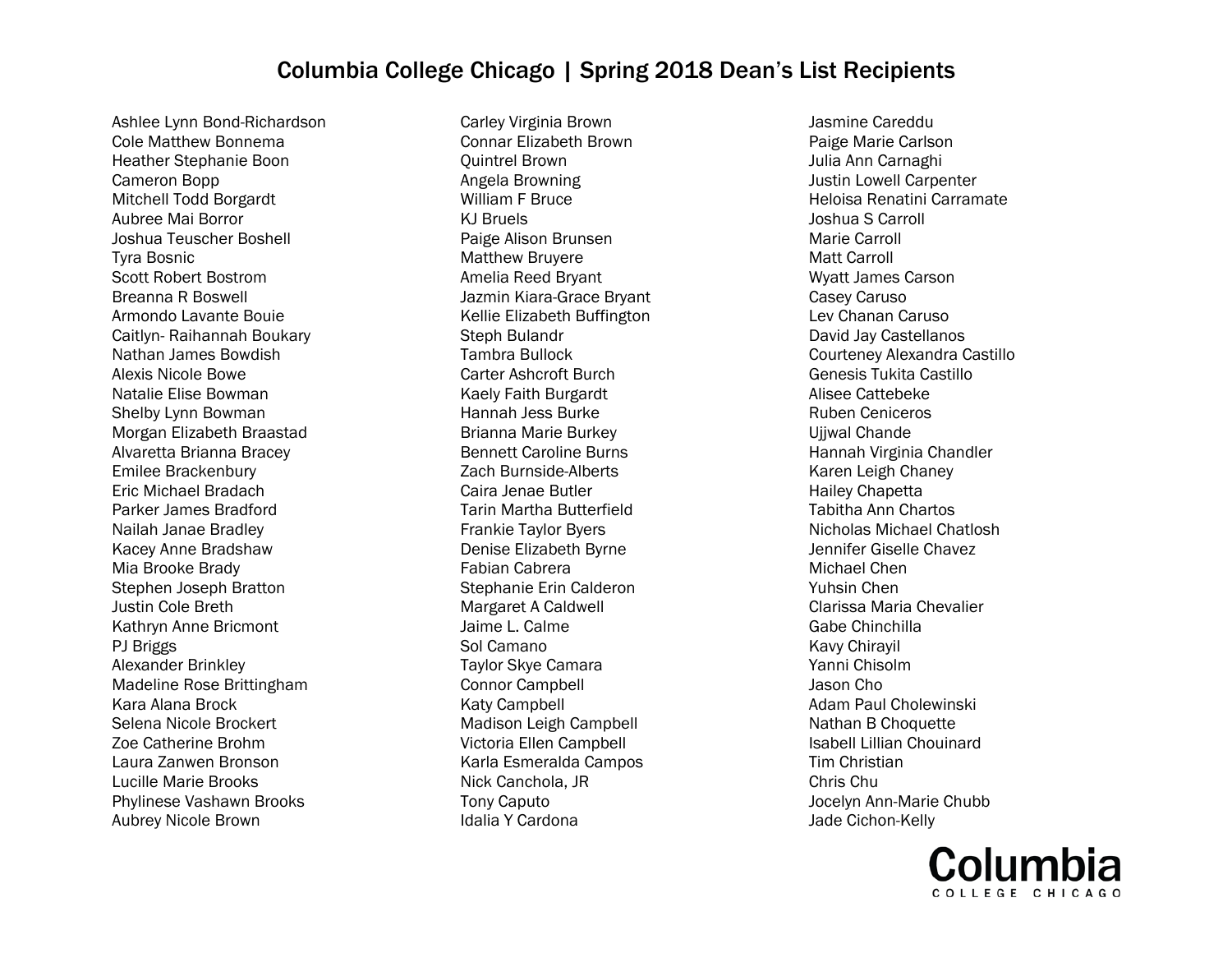# Columbia College Chicago | Spring 2018 Dean's List Recipients

Ashlee Lynn Bond-Richardson
Cole Matthew Bonnema
Heather Stephanie Boon
Cameron Bopp
Mitchell Todd Borgardt
Aubree Mai Borror
Joshua Teuscher Boshell
Tyra Bosnic
Scott Robert Bostrom
Breanna R Boswell
Armondo Lavante Bouie
Caitlyn- Raihannah Boukary
Nathan James Bowdish
Alexis Nicole Bowe
Natalie Elise Bowman
Shelby Lynn Bowman
Morgan Elizabeth Braastad
Alvaretta Brianna Bracey
Emilee Brackenbury
Eric Michael Bradach
Parker James Bradford
Nailah Janae Bradley
Kacey Anne Bradshaw
Mia Brooke Brady
Stephen Joseph Bratton
Justin Cole Breth
Kathryn Anne Bricmont
PJ Briggs
Alexander Brinkley
Madeline Rose Brittingham
Kara Alana Brock
Selena Nicole Brockert
Zoe Catherine Brohm
Laura Zanwen Bronson
Lucille Marie Brooks
Phylinese Vashawn Brooks
Aubrey Nicole Brown
Carley Virginia Brown
Connar Elizabeth Brown
Quintrel Brown
Angela Browning
William F Bruce
KJ Bruels
Paige Alison Brunsen
Matthew Bruyere
Amelia Reed Bryant
Jazmin Kiara-Grace Bryant
Kellie Elizabeth Buffington
Steph Bulandr
Tambra Bullock
Carter Ashcroft Burch
Kaely Faith Burgardt
Hannah Jess Burke
Brianna Marie Burkey
Bennett Caroline Burns
Zach Burnside-Alberts
Caira Jenae Butler
Tarin Martha Butterfield
Frankie Taylor Byers
Denise Elizabeth Byrne
Fabian Cabrera
Stephanie Erin Calderon
Margaret A Caldwell
Jaime L. Calme
Sol Camano
Taylor Skye Camara
Connor Campbell
Katy Campbell
Madison Leigh Campbell
Victoria Ellen Campbell
Karla Esmeralda Campos
Nick Canchola, JR
Tony Caputo
Idalia Y Cardona
Jasmine Careddu
Paige Marie Carlson
Julia Ann Carnaghi
Justin Lowell Carpenter
Heloisa Renatini Carramate
Joshua S Carroll
Marie Carroll
Matt Carroll
Wyatt James Carson
Casey Caruso
Lev Chanan Caruso
David Jay Castellanos
Courteney Alexandra Castillo
Genesis Tukita Castillo
Alisee Cattebeke
Ruben Ceniceros
Ujjwal Chande
Hannah Virginia Chandler
Karen Leigh Chaney
Hailey Chapetta
Tabitha Ann Chartos
Nicholas Michael Chatlosh
Jennifer Giselle Chavez
Michael Chen
Yuhsin Chen
Clarissa Maria Chevalier
Gabe Chinchilla
Kavy Chirayil
Yanni Chisolm
Jason Cho
Adam Paul Cholewinski
Nathan B Choquette
Isabell Lillian Chouinard
Tim Christian
Chris Chu
Jocelyn Ann-Marie Chubb
Jade Cichon-Kelly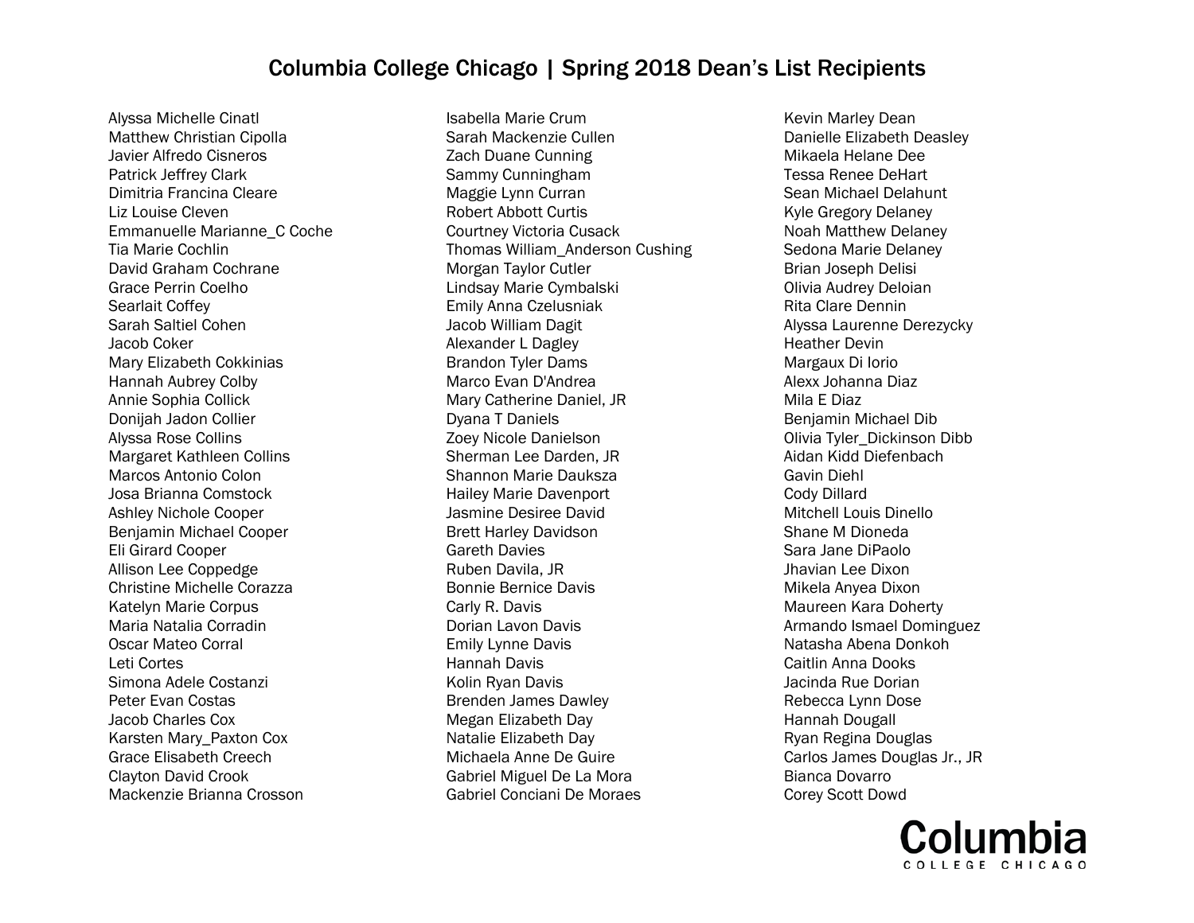# Columbia College Chicago | Spring 2018 Dean's List Recipients

Alyssa Michelle Cinatl
Matthew Christian Cipolla
Javier Alfredo Cisneros
Patrick Jeffrey Clark
Dimitria Francina Cleare
Liz Louise Cleven
Emmanuelle Marianne_C Coche
Tia Marie Cochlin
David Graham Cochrane
Grace Perrin Coelho
Searlait Coffey
Sarah Saltiel Cohen
Jacob Coker
Mary Elizabeth Cokkinias
Hannah Aubrey Colby
Annie Sophia Collick
Donijah Jadon Collier
Alyssa Rose Collins
Margaret Kathleen Collins
Marcos Antonio Colon
Josa Brianna Comstock
Ashley Nichole Cooper
Benjamin Michael Cooper
Eli Girard Cooper
Allison Lee Coppedge
Christine Michelle Corazza
Katelyn Marie Corpus
Maria Natalia Corradin
Oscar Mateo Corral
Leti Cortes
Simona Adele Costanzi
Peter Evan Costas
Jacob Charles Cox
Karsten Mary_Paxton Cox
Grace Elisabeth Creech
Clayton David Crook
Mackenzie Brianna Crosson
Isabella Marie Crum
Sarah Mackenzie Cullen
Zach Duane Cunning
Sammy Cunningham
Maggie Lynn Curran
Robert Abbott Curtis
Courtney Victoria Cusack
Thomas William_Anderson Cushing
Morgan Taylor Cutler
Lindsay Marie Cymbalski
Emily Anna Czelusniak
Jacob William Dagit
Alexander L Dagley
Brandon Tyler Dams
Marco Evan D'Andrea
Mary Catherine Daniel, JR
Dyana T Daniels
Zoey Nicole Danielson
Sherman Lee Darden, JR
Shannon Marie Dauksza
Hailey Marie Davenport
Jasmine Desiree David
Brett Harley Davidson
Gareth Davies
Ruben Davila, JR
Bonnie Bernice Davis
Carly R. Davis
Dorian Lavon Davis
Emily Lynne Davis
Hannah Davis
Kolin Ryan Davis
Brenden James Dawley
Megan Elizabeth Day
Natalie Elizabeth Day
Michaela Anne De Guire
Gabriel Miguel De La Mora
Gabriel Conciani De Moraes
Kevin Marley Dean
Danielle Elizabeth Deasley
Mikaela Helane Dee
Tessa Renee DeHart
Sean Michael Delahunt
Kyle Gregory Delaney
Noah Matthew Delaney
Sedona Marie Delaney
Brian Joseph Delisi
Olivia Audrey Deloian
Rita Clare Dennin
Alyssa Laurenne Derezycky
Heather Devin
Margaux Di Iorio
Alexx Johanna Diaz
Mila E Diaz
Benjamin Michael Dib
Olivia Tyler_Dickinson Dibb
Aidan Kidd Diefenbach
Gavin Diehl
Cody Dillard
Mitchell Louis Dinello
Shane M Dioneda
Sara Jane DiPaolo
Jhavian Lee Dixon
Mikela Anyea Dixon
Maureen Kara Doherty
Armando Ismael Dominguez
Natasha Abena Donkoh
Caitlin Anna Dooks
Jacinda Rue Dorian
Rebecca Lynn Dose
Hannah Dougall
Ryan Regina Douglas
Carlos James Douglas Jr., JR
Bianca Dovarro
Corey Scott Dowd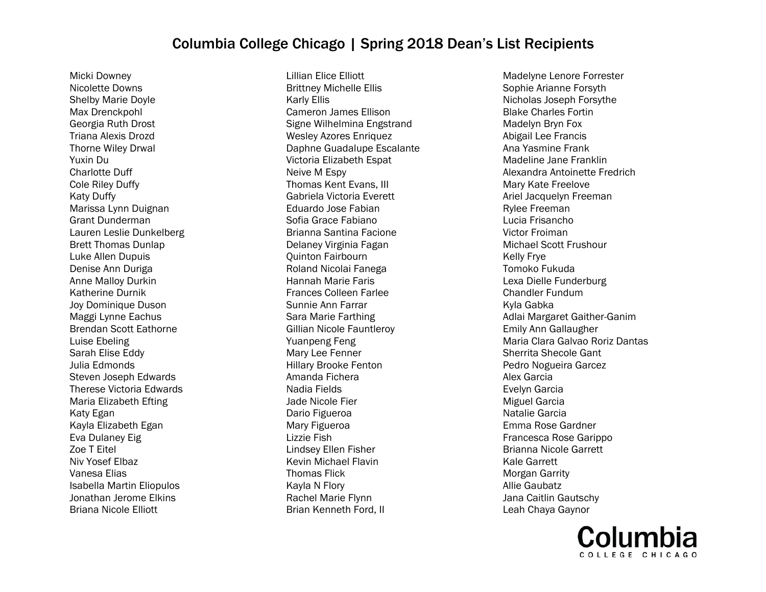# Columbia College Chicago | Spring 2018 Dean's List Recipients

Micki Downey
Nicolette Downs
Shelby Marie Doyle
Max Drenckpohl
Georgia Ruth Drost
Triana Alexis Drozd
Thorne Wiley Drwal
Yuxin Du
Charlotte Duff
Cole Riley Duffy
Katy Duffy
Marissa Lynn Duignan
Grant Dunderman
Lauren Leslie Dunkelberg
Brett Thomas Dunlap
Luke Allen Dupuis
Denise Ann Duriga
Anne Malloy Durkin
Katherine Durnik
Joy Dominique Duson
Maggi Lynne Eachus
Brendan Scott Eathorne
Luise Ebeling
Sarah Elise Eddy
Julia Edmonds
Steven Joseph Edwards
Therese Victoria Edwards
Maria Elizabeth Efting
Katy Egan
Kayla Elizabeth Egan
Eva Dulaney Eig
Zoe T Eitel
Niv Yosef Elbaz
Vanesa Elias
Isabella Martin Eliopulos
Jonathan Jerome Elkins
Briana Nicole Elliott
Lillian Elice Elliott
Brittney Michelle Ellis
Karly Ellis
Cameron James Ellison
Signe Wilhelmina Engstrand
Wesley Azores Enriquez
Daphne Guadalupe Escalante
Victoria Elizabeth Espat
Neive M Espy
Thomas Kent Evans, III
Gabriela Victoria Everett
Eduardo Jose Fabian
Sofia Grace Fabiano
Brianna Santina Facione
Delaney Virginia Fagan
Quinton Fairbourn
Roland Nicolai Fanega
Hannah Marie Faris
Frances Colleen Farlee
Sunnie Ann Farrar
Sara Marie Farthing
Gillian Nicole Fauntleroy
Yuanpeng Feng
Mary Lee Fenner
Hillary Brooke Fenton
Amanda Fichera
Nadia Fields
Jade Nicole Fier
Dario Figueroa
Mary Figueroa
Lizzie Fish
Lindsey Ellen Fisher
Kevin Michael Flavin
Thomas Flick
Kayla N Flory
Rachel Marie Flynn
Brian Kenneth Ford, II
Madelyne Lenore Forrester
Sophie Arianne Forsyth
Nicholas Joseph Forsythe
Blake Charles Fortin
Madelyn Bryn Fox
Abigail Lee Francis
Ana Yasmine Frank
Madeline Jane Franklin
Alexandra Antoinette Fredrich
Mary Kate Freelove
Ariel Jacquelyn Freeman
Rylee Freeman
Lucia Frisancho
Victor Froiman
Michael Scott Frushour
Kelly Frye
Tomoko Fukuda
Lexa Dielle Funderburg
Chandler Fundum
Kyla Gabka
Adlai Margaret Gaither-Ganim
Emily Ann Gallaugher
Maria Clara Galvao Roriz Dantas
Sherrita Shecole Gant
Pedro Nogueira Garcez
Alex Garcia
Evelyn Garcia
Miguel Garcia
Natalie Garcia
Emma Rose Gardner
Francesca Rose Garippo
Brianna Nicole Garrett
Kale Garrett
Morgan Garrity
Allie Gaubatz
Jana Caitlin Gautschy
Leah Chaya Gaynor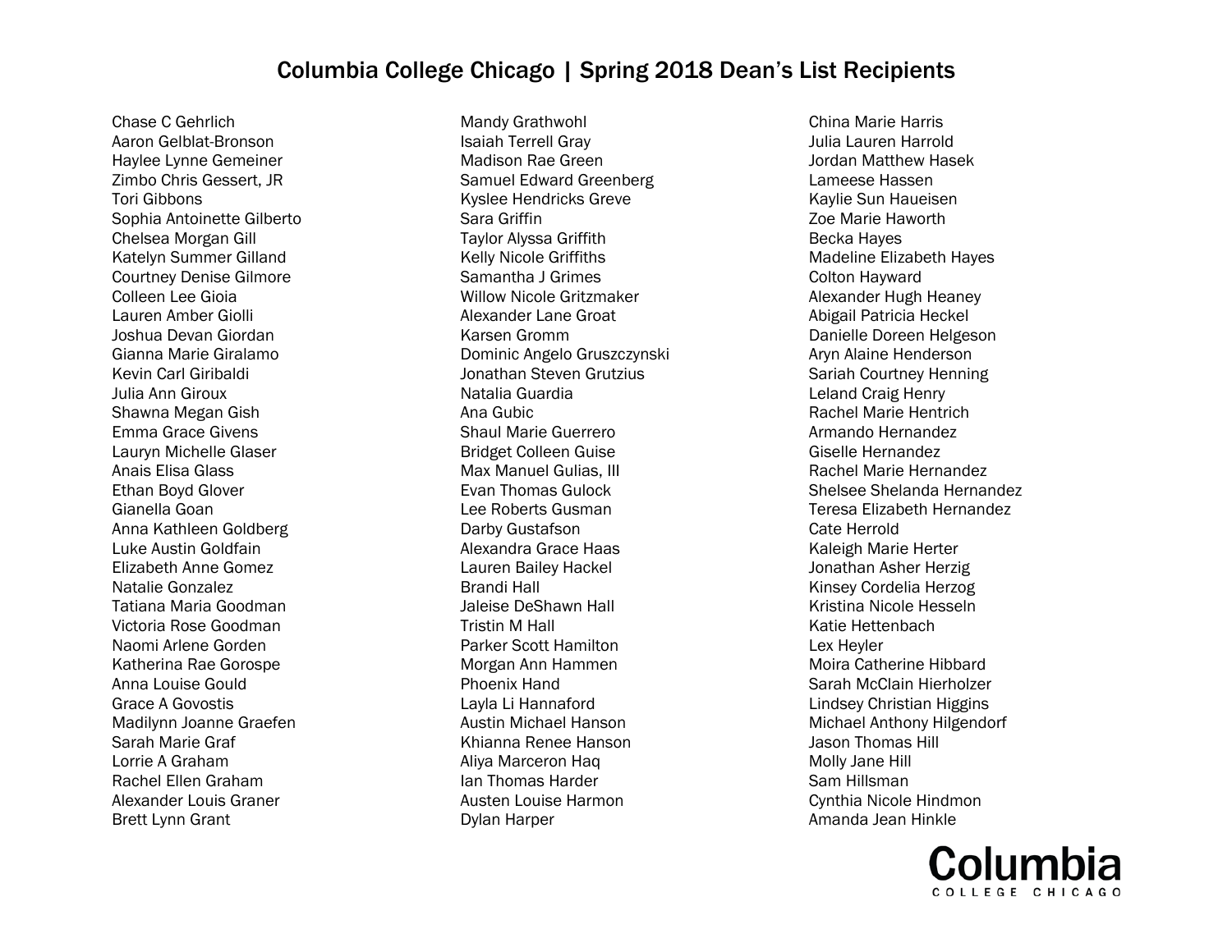# Columbia College Chicago | Spring 2018 Dean's List Recipients

Chase C Gehrlich
Aaron Gelblat-Bronson
Haylee Lynne Gemeiner
Zimbo Chris Gessert, JR
Tori Gibbons
Sophia Antoinette Gilberto
Chelsea Morgan Gill
Katelyn Summer Gilland
Courtney Denise Gilmore
Colleen Lee Gioia
Lauren Amber Giolli
Joshua Devan Giordan
Gianna Marie Giralamo
Kevin Carl Giribaldi
Julia Ann Giroux
Shawna Megan Gish
Emma Grace Givens
Lauryn Michelle Glaser
Anais Elisa Glass
Ethan Boyd Glover
Gianella Goan
Anna Kathleen Goldberg
Luke Austin Goldfain
Elizabeth Anne Gomez
Natalie Gonzalez
Tatiana Maria Goodman
Victoria Rose Goodman
Naomi Arlene Gorden
Katherina Rae Gorospe
Anna Louise Gould
Grace A Govostis
Madilynn Joanne Graefen
Sarah Marie Graf
Lorrie A Graham
Rachel Ellen Graham
Alexander Louis Graner
Brett Lynn Grant
Mandy Grathwohl
Isaiah Terrell Gray
Madison Rae Green
Samuel Edward Greenberg
Kyslee Hendricks Greve
Sara Griffin
Taylor Alyssa Griffith
Kelly Nicole Griffiths
Samantha J Grimes
Willow Nicole Gritzmaker
Alexander Lane Groat
Karsen Gromm
Dominic Angelo Gruszczynski
Jonathan Steven Grutzius
Natalia Guardia
Ana Gubic
Shaul Marie Guerrero
Bridget Colleen Guise
Max Manuel Gulias, III
Evan Thomas Gulock
Lee Roberts Gusman
Darby Gustafson
Alexandra Grace Haas
Lauren Bailey Hackel
Brandi Hall
Jaleise DeShawn Hall
Tristin M Hall
Parker Scott Hamilton
Morgan Ann Hammen
Phoenix Hand
Layla Li Hannaford
Austin Michael Hanson
Khianna Renee Hanson
Aliya Marceron Haq
Ian Thomas Harder
Austen Louise Harmon
Dylan Harper
China Marie Harris
Julia Lauren Harrold
Jordan Matthew Hasek
Lameese Hassen
Kaylie Sun Haueisen
Zoe Marie Haworth
Becka Hayes
Madeline Elizabeth Hayes
Colton Hayward
Alexander Hugh Heaney
Abigail Patricia Heckel
Danielle Doreen Helgeson
Aryn Alaine Henderson
Sariah Courtney Henning
Leland Craig Henry
Rachel Marie Hentrich
Armando Hernandez
Giselle Hernandez
Rachel Marie Hernandez
Shelsee Shelanda Hernandez
Teresa Elizabeth Hernandez
Cate Herrold
Kaleigh Marie Herter
Jonathan Asher Herzig
Kinsey Cordelia Herzog
Kristina Nicole Hesseln
Katie Hettenbach
Lex Heyler
Moira Catherine Hibbard
Sarah McClain Hierholzer
Lindsey Christian Higgins
Michael Anthony Hilgendorf
Jason Thomas Hill
Molly Jane Hill
Sam Hillsman
Cynthia Nicole Hindmon
Amanda Jean Hinkle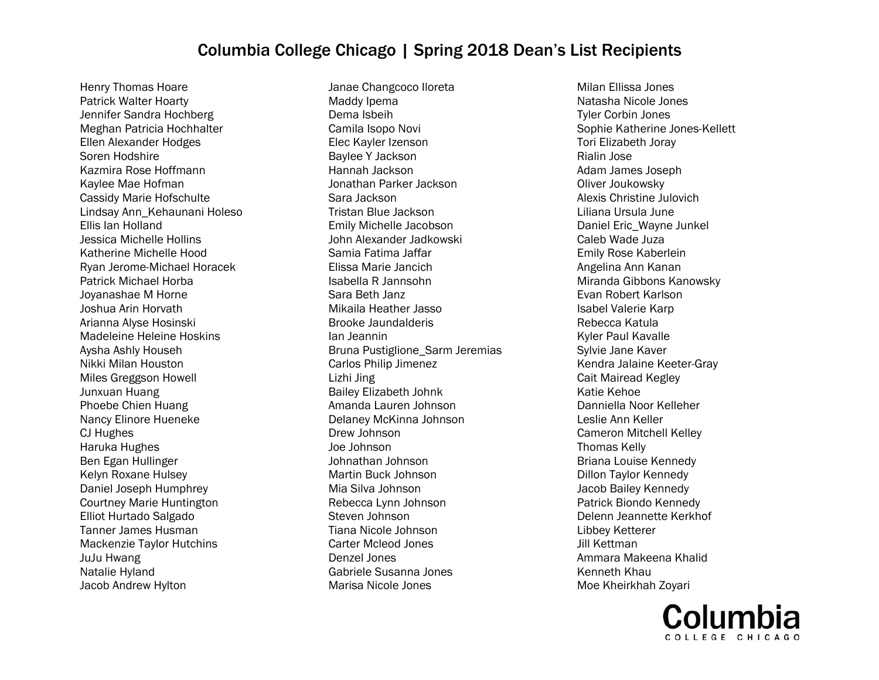# Columbia College Chicago | Spring 2018 Dean's List Recipients

Henry Thomas Hoare
Patrick Walter Hoarty
Jennifer Sandra Hochberg
Meghan Patricia Hochhalter
Ellen Alexander Hodges
Soren Hodshire
Kazmira Rose Hoffmann
Kaylee Mae Hofman
Cassidy Marie Hofschulte
Lindsay Ann_Kehaunani Holeso
Ellis Ian Holland
Jessica Michelle Hollins
Katherine Michelle Hood
Ryan Jerome-Michael Horacek
Patrick Michael Horba
Joyanashae M Horne
Joshua Arin Horvath
Arianna Alyse Hosinski
Madeleine Heleine Hoskins
Aysha Ashly Househ
Nikki Milan Houston
Miles Greggson Howell
Junxuan Huang
Phoebe Chien Huang
Nancy Elinore Hueneke
CJ Hughes
Haruka Hughes
Ben Egan Hullinger
Kelyn Roxane Hulsey
Daniel Joseph Humphrey
Courtney Marie Huntington
Elliot Hurtado Salgado
Tanner James Husman
Mackenzie Taylor Hutchins
JuJu Hwang
Natalie Hyland
Jacob Andrew Hylton
Janae Changcoco Iloreta
Maddy Ipema
Dema Isbeih
Camila Isopo Novi
Elec Kayler Izenson
Baylee Y Jackson
Hannah Jackson
Jonathan Parker Jackson
Sara Jackson
Tristan Blue Jackson
Emily Michelle Jacobson
John Alexander Jadkowski
Samia Fatima Jaffar
Elissa Marie Jancich
Isabella R Jannsohn
Sara Beth Janz
Mikaila Heather Jasso
Brooke Jaundalderis
Ian Jeannin
Bruna Pustiglione_Sarm Jeremias
Carlos Philip Jimenez
Lizhi Jing
Bailey Elizabeth Johnk
Amanda Lauren Johnson
Delaney McKinna Johnson
Drew Johnson
Joe Johnson
Johnathan Johnson
Martin Buck Johnson
Mia Silva Johnson
Rebecca Lynn Johnson
Steven Johnson
Tiana Nicole Johnson
Carter Mcleod Jones
Denzel Jones
Gabriele Susanna Jones
Marisa Nicole Jones
Milan Ellissa Jones
Natasha Nicole Jones
Tyler Corbin Jones
Sophie Katherine Jones-Kellett
Tori Elizabeth Joray
Rialin Jose
Adam James Joseph
Oliver Joukowsky
Alexis Christine Julovich
Liliana Ursula June
Daniel Eric_Wayne Junkel
Caleb Wade Juza
Emily Rose Kaberlein
Angelina Ann Kanan
Miranda Gibbons Kanowsky
Evan Robert Karlson
Isabel Valerie Karp
Rebecca Katula
Kyler Paul Kavalle
Sylvie Jane Kaver
Kendra Jalaine Keeter-Gray
Cait Mairead Kegley
Katie Kehoe
Danniella Noor Kelleher
Leslie Ann Keller
Cameron Mitchell Kelley
Thomas Kelly
Briana Louise Kennedy
Dillon Taylor Kennedy
Jacob Bailey Kennedy
Patrick Biondo Kennedy
Delenn Jeannette Kerkhof
Libbey Ketterer
Jill Kettman
Ammara Makeena Khalid
Kenneth Khau
Moe Kheirkhah Zoyari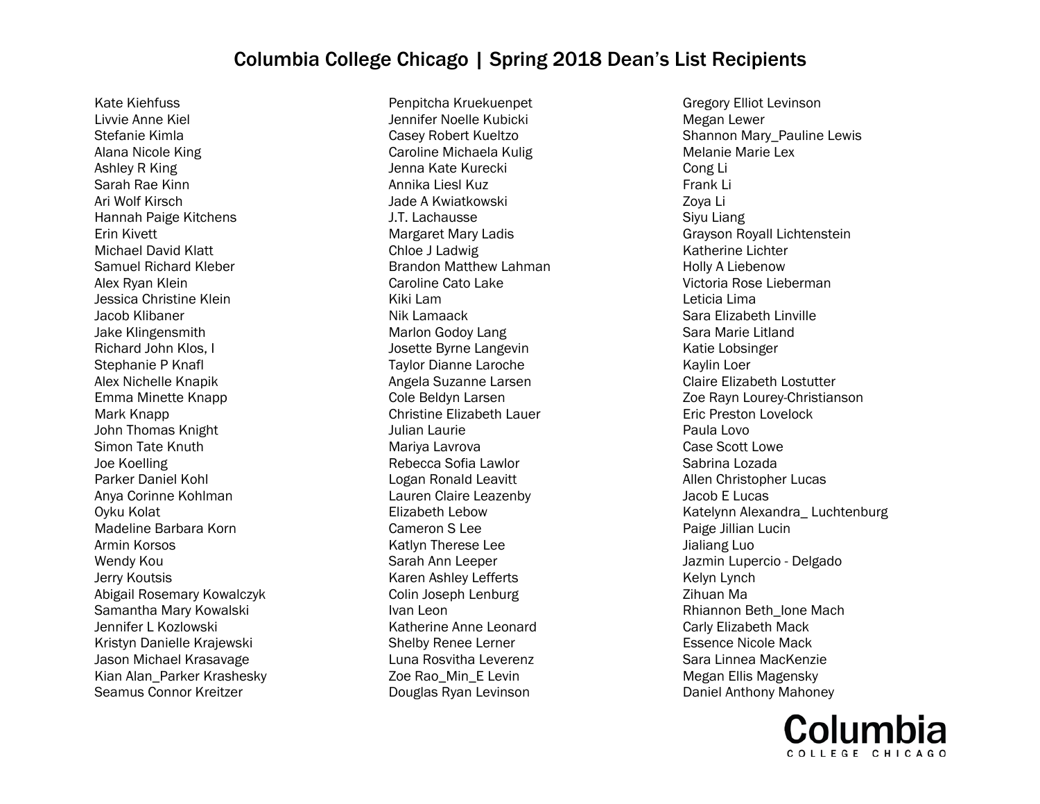# Columbia College Chicago | Spring 2018 Dean's List Recipients

Kate Kiehfuss
Livvie Anne Kiel
Stefanie Kimla
Alana Nicole King
Ashley R King
Sarah Rae Kinn
Ari Wolf Kirsch
Hannah Paige Kitchens
Erin Kivett
Michael David Klatt
Samuel Richard Kleber
Alex Ryan Klein
Jessica Christine Klein
Jacob Klibaner
Jake Klingensmith
Richard John Klos, I
Stephanie P Knafl
Alex Nichelle Knapik
Emma Minette Knapp
Mark Knapp
John Thomas Knight
Simon Tate Knuth
Joe Koelling
Parker Daniel Kohl
Anya Corinne Kohlman
Oyku Kolat
Madeline Barbara Korn
Armin Korsos
Wendy Kou
Jerry Koutsis
Abigail Rosemary Kowalczyk
Samantha Mary Kowalski
Jennifer L Kozlowski
Kristyn Danielle Krajewski
Jason Michael Krasavage
Kian Alan_Parker Krashesky
Seamus Connor Kreitzer
Penpitcha Kruekuenpet
Jennifer Noelle Kubicki
Casey Robert Kueltzo
Caroline Michaela Kulig
Jenna Kate Kurecki
Annika Liesl Kuz
Jade A Kwiatkowski
J.T. Lachausse
Margaret Mary Ladis
Chloe J Ladwig
Brandon Matthew Lahman
Caroline Cato Lake
Kiki Lam
Nik Lamaack
Marlon Godoy Lang
Josette Byrne Langevin
Taylor Dianne Laroche
Angela Suzanne Larsen
Cole Beldyn Larsen
Christine Elizabeth Lauer
Julian Laurie
Mariya Lavrova
Rebecca Sofia Lawlor
Logan Ronald Leavitt
Lauren Claire Leazenby
Elizabeth Lebow
Cameron S Lee
Katlyn Therese Lee
Sarah Ann Leeper
Karen Ashley Lefferts
Colin Joseph Lenburg
Ivan Leon
Katherine Anne Leonard
Shelby Renee Lerner
Luna Rosvitha Leverenz
Zoe Rao_Min_E Levin
Douglas Ryan Levinson
Gregory Elliot Levinson
Megan Lewer
Shannon Mary_Pauline Lewis
Melanie Marie Lex
Cong Li
Frank Li
Zoya Li
Siyu Liang
Grayson Royall Lichtenstein
Katherine Lichter
Holly A Liebenow
Victoria Rose Lieberman
Leticia Lima
Sara Elizabeth Linville
Sara Marie Litland
Katie Lobsinger
Kaylin Loer
Claire Elizabeth Lostutter
Zoe Rayn Lourey-Christianson
Eric Preston Lovelock
Paula Lovo
Case Scott Lowe
Sabrina Lozada
Allen Christopher Lucas
Jacob E Lucas
Katelynn Alexandra_ Luchtenburg
Paige Jillian Lucin
Jialiang Luo
Jazmin Lupercio - Delgado
Kelyn Lynch
Zihuan Ma
Rhiannon Beth_Ione Mach
Carly Elizabeth Mack
Essence Nicole Mack
Sara Linnea MacKenzie
Megan Ellis Magensky
Daniel Anthony Mahoney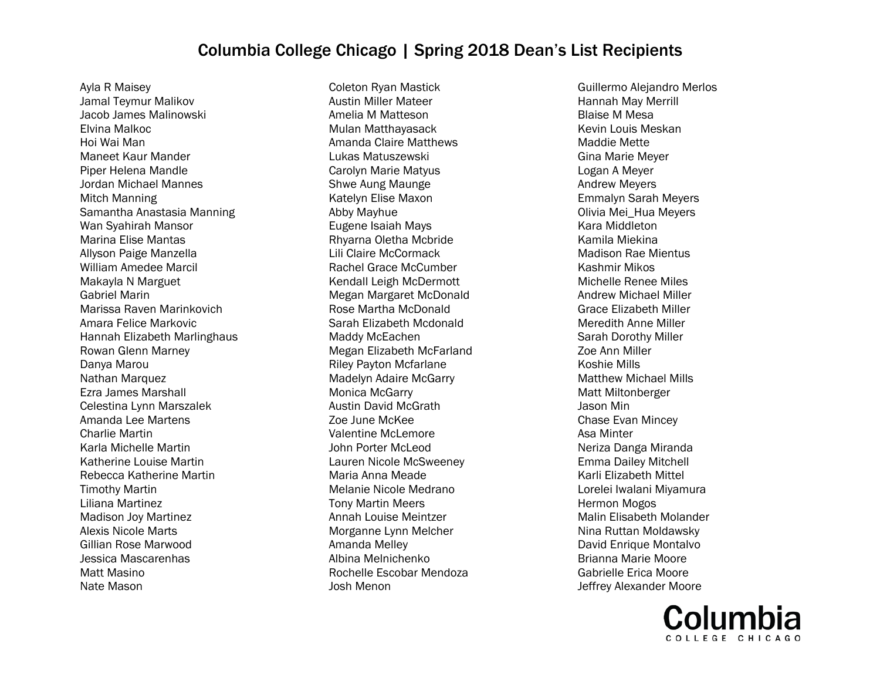# Columbia College Chicago | Spring 2018 Dean's List Recipients

Ayla R Maisey
Jamal Teymur Malikov
Jacob James Malinowski
Elvina Malkoc
Hoi Wai Man
Maneet Kaur Mander
Piper Helena Mandle
Jordan Michael Mannes
Mitch Manning
Samantha Anastasia Manning
Wan Syahirah Mansor
Marina Elise Mantas
Allyson Paige Manzella
William Amedee Marcil
Makayla N Marguet
Gabriel Marin
Marissa Raven Marinkovich
Amara Felice Markovic
Hannah Elizabeth Marlinghaus
Rowan Glenn Marney
Danya Marou
Nathan Marquez
Ezra James Marshall
Celestina Lynn Marszalek
Amanda Lee Martens
Charlie Martin
Karla Michelle Martin
Katherine Louise Martin
Rebecca Katherine Martin
Timothy Martin
Liliana Martinez
Madison Joy Martinez
Alexis Nicole Marts
Gillian Rose Marwood
Jessica Mascarenhas
Matt Masino
Nate Mason
Coleton Ryan Mastick
Austin Miller Mateer
Amelia M Matteson
Mulan Matthayasack
Amanda Claire Matthews
Lukas Matuszewski
Carolyn Marie Matyus
Shwe Aung Maunge
Katelyn Elise Maxon
Abby Mayhue
Eugene Isaiah Mays
Rhyarna Oletha Mcbride
Lili Claire McCormack
Rachel Grace McCumber
Kendall Leigh McDermott
Megan Margaret McDonald
Rose Martha McDonald
Sarah Elizabeth Mcdonald
Maddy McEachen
Megan Elizabeth McFarland
Riley Payton Mcfarlane
Madelyn Adaire McGarry
Monica McGarry
Austin David McGrath
Zoe June McKee
Valentine McLemore
John Porter McLeod
Lauren Nicole McSweeney
Maria Anna Meade
Melanie Nicole Medrano
Tony Martin Meers
Annah Louise Meintzer
Morganne Lynn Melcher
Amanda Melley
Albina Melnichenko
Rochelle Escobar Mendoza
Josh Menon
Guillermo Alejandro Merlos
Hannah May Merrill
Blaise M Mesa
Kevin Louis Meskan
Maddie Mette
Gina Marie Meyer
Logan A Meyer
Andrew Meyers
Emmalyn Sarah Meyers
Olivia Mei_Hua Meyers
Kara Middleton
Kamila Miekina
Madison Rae Mientus
Kashmir Mikos
Michelle Renee Miles
Andrew Michael Miller
Grace Elizabeth Miller
Meredith Anne Miller
Sarah Dorothy Miller
Zoe Ann Miller
Koshie Mills
Matthew Michael Mills
Matt Miltonberger
Jason Min
Chase Evan Mincey
Asa Minter
Neriza Danga Miranda
Emma Dailey Mitchell
Karli Elizabeth Mittel
Lorelei Iwalani Miyamura
Hermon Mogos
Malin Elisabeth Molander
Nina Ruttan Moldawsky
David Enrique Montalvo
Brianna Marie Moore
Gabrielle Erica Moore
Jeffrey Alexander Moore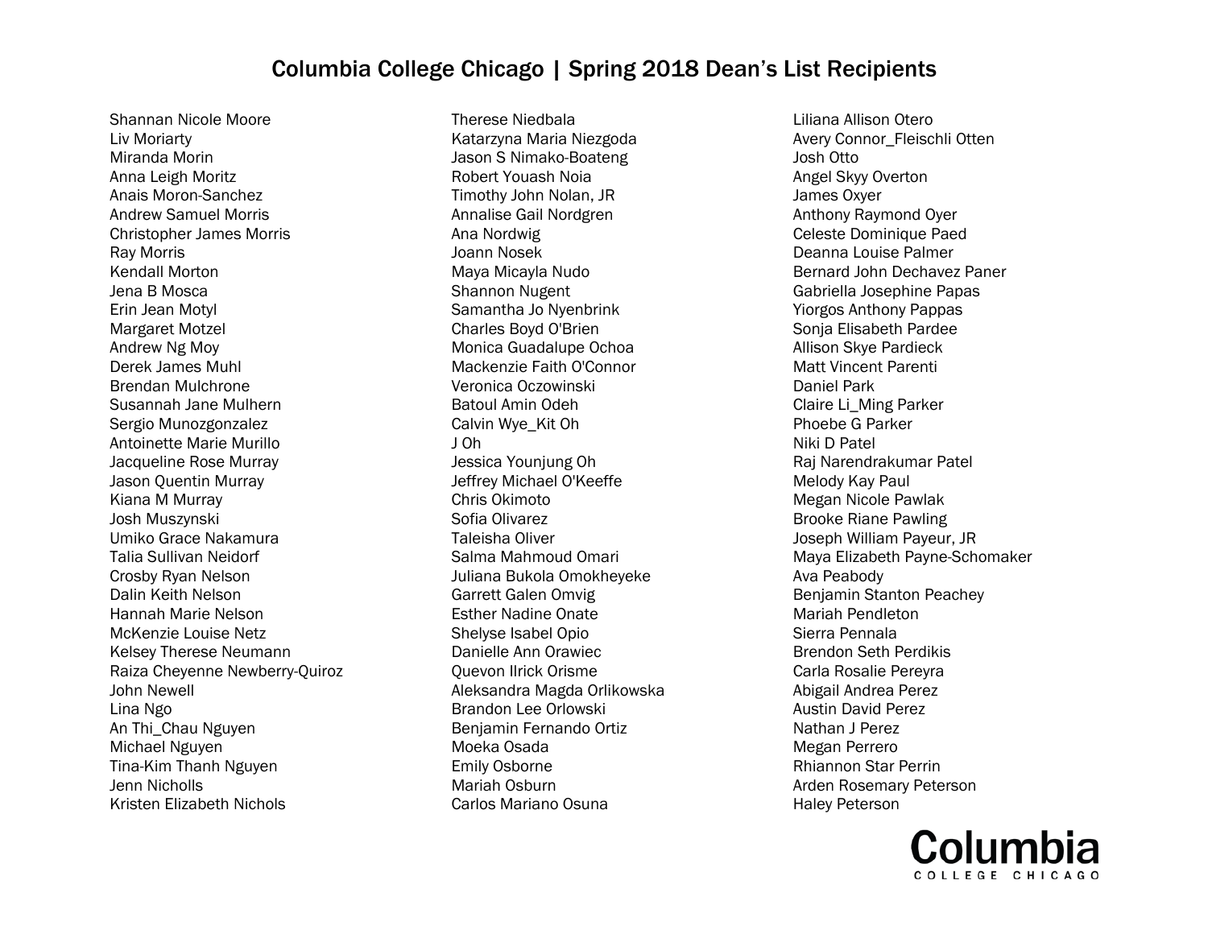# Columbia College Chicago | Spring 2018 Dean's List Recipients

Shannan Nicole Moore
Liv Moriarty
Miranda Morin
Anna Leigh Moritz
Anais Moron-Sanchez
Andrew Samuel Morris
Christopher James Morris
Ray Morris
Kendall Morton
Jena B Mosca
Erin Jean Motyl
Margaret Motzel
Andrew Ng Moy
Derek James Muhl
Brendan Mulchrone
Susannah Jane Mulhern
Sergio Munozgonzalez
Antoinette Marie Murillo
Jacqueline Rose Murray
Jason Quentin Murray
Kiana M Murray
Josh Muszynski
Umiko Grace Nakamura
Talia Sullivan Neidorf
Crosby Ryan Nelson
Dalin Keith Nelson
Hannah Marie Nelson
McKenzie Louise Netz
Kelsey Therese Neumann
Raiza Cheyenne Newberry-Quiroz
John Newell
Lina Ngo
An Thi_Chau Nguyen
Michael Nguyen
Tina-Kim Thanh Nguyen
Jenn Nicholls
Kristen Elizabeth Nichols
Therese Niedbala
Katarzyna Maria Niezgoda
Jason S Nimako-Boateng
Robert Youash Noia
Timothy John Nolan, JR
Annalise Gail Nordgren
Ana Nordwig
Joann Nosek
Maya Micayla Nudo
Shannon Nugent
Samantha Jo Nyenbrink
Charles Boyd O'Brien
Monica Guadalupe Ochoa
Mackenzie Faith O'Connor
Veronica Oczowinski
Batoul Amin Odeh
Calvin Wye_Kit Oh
J Oh
Jessica Younjung Oh
Jeffrey Michael O'Keeffe
Chris Okimoto
Sofia Olivarez
Taleisha Oliver
Salma Mahmoud Omari
Juliana Bukola Omokheyeke
Garrett Galen Omvig
Esther Nadine Onate
Shelyse Isabel Opio
Danielle Ann Orawiec
Quevon Ilrick Orisme
Aleksandra Magda Orlikowska
Brandon Lee Orlowski
Benjamin Fernando Ortiz
Moeka Osada
Emily Osborne
Mariah Osburn
Carlos Mariano Osuna
Liliana Allison Otero
Avery Connor_Fleischli Otten
Josh Otto
Angel Skyy Overton
James Oxyer
Anthony Raymond Oyer
Celeste Dominique Paed
Deanna Louise Palmer
Bernard John Dechavez Paner
Gabriella Josephine Papas
Yiorgos Anthony Pappas
Sonja Elisabeth Pardee
Allison Skye Pardieck
Matt Vincent Parenti
Daniel Park
Claire Li_Ming Parker
Phoebe G Parker
Niki D Patel
Raj Narendrakumar Patel
Melody Kay Paul
Megan Nicole Pawlak
Brooke Riane Pawling
Joseph William Payeur, JR
Maya Elizabeth Payne-Schomaker
Ava Peabody
Benjamin Stanton Peachey
Mariah Pendleton
Sierra Pennala
Brendon Seth Perdikis
Carla Rosalie Pereyra
Abigail Andrea Perez
Austin David Perez
Nathan J Perez
Megan Perrero
Rhiannon Star Perrin
Arden Rosemary Peterson
Haley Peterson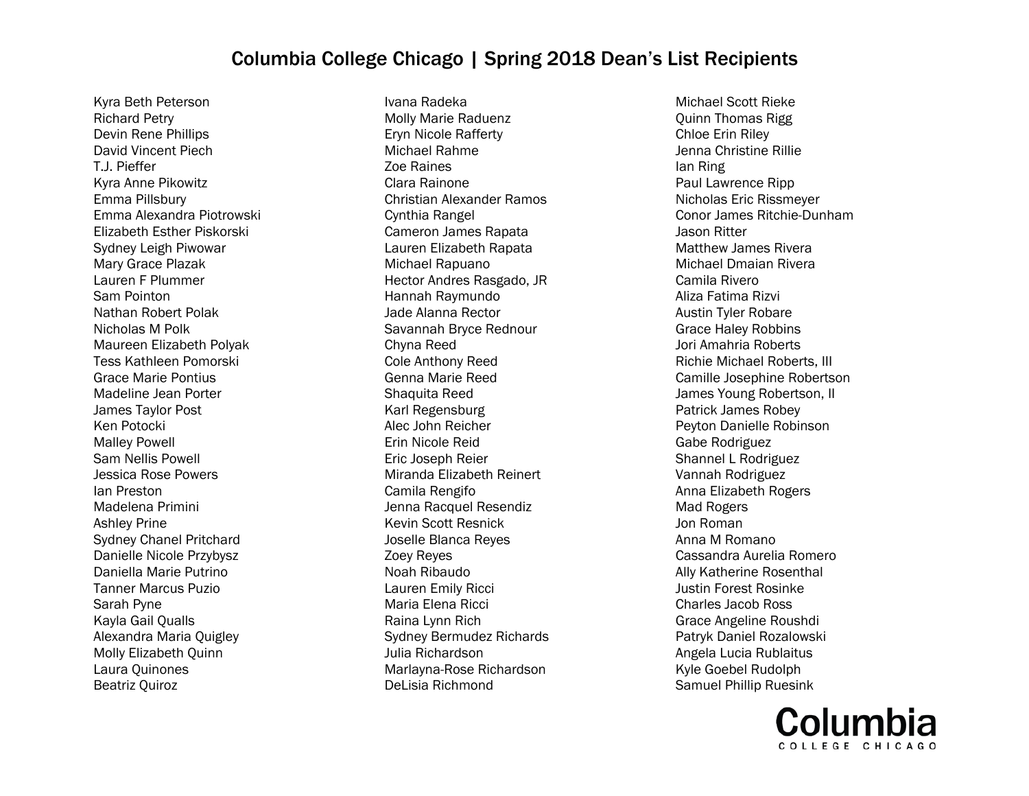# Columbia College Chicago | Spring 2018 Dean's List Recipients

Kyra Beth Peterson
Richard Petry
Devin Rene Phillips
David Vincent Piech
T.J. Pieffer
Kyra Anne Pikowitz
Emma Pillsbury
Emma Alexandra Piotrowski
Elizabeth Esther Piskorski
Sydney Leigh Piwowar
Mary Grace Plazak
Lauren F Plummer
Sam Pointon
Nathan Robert Polak
Nicholas M Polk
Maureen Elizabeth Polyak
Tess Kathleen Pomorski
Grace Marie Pontius
Madeline Jean Porter
James Taylor Post
Ken Potocki
Malley Powell
Sam Nellis Powell
Jessica Rose Powers
Ian Preston
Madelena Primini
Ashley Prine
Sydney Chanel Pritchard
Danielle Nicole Przybysz
Daniella Marie Putrino
Tanner Marcus Puzio
Sarah Pyne
Kayla Gail Qualls
Alexandra Maria Quigley
Molly Elizabeth Quinn
Laura Quinones
Beatriz Quiroz
Ivana Radeka
Molly Marie Raduenz
Eryn Nicole Rafferty
Michael Rahme
Zoe Raines
Clara Rainone
Christian Alexander Ramos
Cynthia Rangel
Cameron James Rapata
Lauren Elizabeth Rapata
Michael Rapuano
Hector Andres Rasgado, JR
Hannah Raymundo
Jade Alanna Rector
Savannah Bryce Rednour
Chyna Reed
Cole Anthony Reed
Genna Marie Reed
Shaquita Reed
Karl Regensburg
Alec John Reicher
Erin Nicole Reid
Eric Joseph Reier
Miranda Elizabeth Reinert
Camila Rengifo
Jenna Racquel Resendiz
Kevin Scott Resnick
Joselle Blanca Reyes
Zoey Reyes
Noah Ribaudo
Lauren Emily Ricci
Maria Elena Ricci
Raina Lynn Rich
Sydney Bermudez Richards
Julia Richardson
Marlayna-Rose Richardson
DeLisia Richmond
Michael Scott Rieke
Quinn Thomas Rigg
Chloe Erin Riley
Jenna Christine Rillie
Ian Ring
Paul Lawrence Ripp
Nicholas Eric Rissmeyer
Conor James Ritchie-Dunham
Jason Ritter
Matthew James Rivera
Michael Dmaian Rivera
Camila Rivero
Aliza Fatima Rizvi
Austin Tyler Robare
Grace Haley Robbins
Jori Amahria Roberts
Richie Michael Roberts, III
Camille Josephine Robertson
James Young Robertson, II
Patrick James Robey
Peyton Danielle Robinson
Gabe Rodriguez
Shannel L Rodriguez
Vannah Rodriguez
Anna Elizabeth Rogers
Mad Rogers
Jon Roman
Anna M Romano
Cassandra Aurelia Romero
Ally Katherine Rosenthal
Justin Forest Rosinke
Charles Jacob Ross
Grace Angeline Roushdi
Patryk Daniel Rozalowski
Angela Lucia Rublaitus
Kyle Goebel Rudolph
Samuel Phillip Ruesink

Columbia
COLLEGE CHICAGO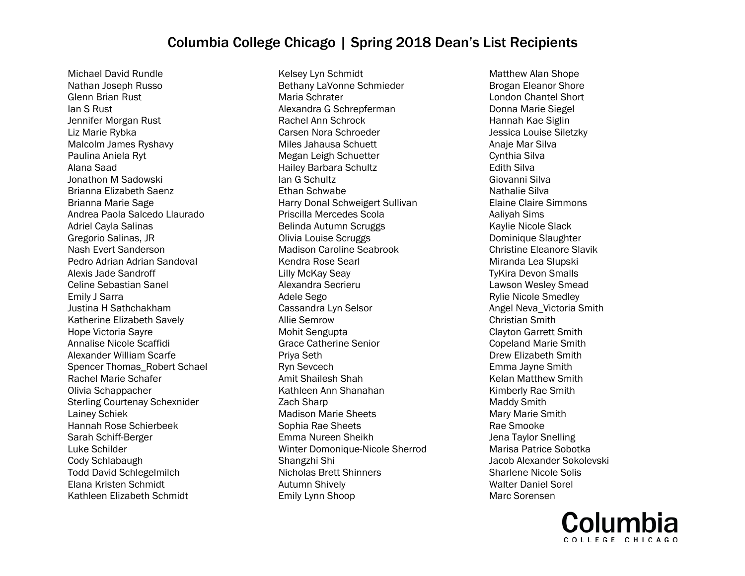# Columbia College Chicago | Spring 2018 Dean's List Recipients

Michael David Rundle
Nathan Joseph Russo
Glenn Brian Rust
Ian S Rust
Jennifer Morgan Rust
Liz Marie Rybka
Malcolm James Ryshavy
Paulina Aniela Ryt
Alana Saad
Jonathon M Sadowski
Brianna Elizabeth Saenz
Brianna Marie Sage
Andrea Paola Salcedo Llaurado
Adriel Cayla Salinas
Gregorio Salinas, JR
Nash Evert Sanderson
Pedro Adrian Adrian Sandoval
Alexis Jade Sandroff
Celine Sebastian Sanel
Emily J Sarra
Justina H Sathchakham
Katherine Elizabeth Savely
Hope Victoria Sayre
Annalise Nicole Scaffidi
Alexander William Scarfe
Spencer Thomas_Robert Schael
Rachel Marie Schafer
Olivia Schappacher
Sterling Courtenay Schexnider
Lainey Schiek
Hannah Rose Schierbeek
Sarah Schiff-Berger
Luke Schilder
Cody Schlabaugh
Todd David Schlegelmilch
Elana Kristen Schmidt
Kathleen Elizabeth Schmidt
Kelsey Lyn Schmidt
Bethany LaVonne Schmieder
Maria Schrater
Alexandra G Schrepferman
Rachel Ann Schrock
Carsen Nora Schroeder
Miles Jahausa Schuett
Megan Leigh Schuetter
Hailey Barbara Schultz
Ian G Schultz
Ethan Schwabe
Harry Donal Schweigert Sullivan
Priscilla Mercedes Scola
Belinda Autumn Scruggs
Olivia Louise Scruggs
Madison Caroline Seabrook
Kendra Rose Searl
Lilly McKay Seay
Alexandra Secrieru
Adele Sego
Cassandra Lyn Selsor
Allie Semrow
Mohit Sengupta
Grace Catherine Senior
Priya Seth
Ryn Sevcech
Amit Shailesh Shah
Kathleen Ann Shanahan
Zach Sharp
Madison Marie Sheets
Sophia Rae Sheets
Emma Nureen Sheikh
Winter Domonique-Nicole Sherrod
Shangzhi Shi
Nicholas Brett Shinners
Autumn Shively
Emily Lynn Shoop
Matthew Alan Shope
Brogan Eleanor Shore
London Chantel Short
Donna Marie Siegel
Hannah Kae Siglin
Jessica Louise Siletzky
Anaje Mar Silva
Cynthia Silva
Edith Silva
Giovanni Silva
Nathalie Silva
Elaine Claire Simmons
Aaliyah Sims
Kaylie Nicole Slack
Dominique Slaughter
Christine Eleanore Slavik
Miranda Lea Slupski
TyKira Devon Smalls
Lawson Wesley Smead
Rylie Nicole Smedley
Angel Neva_Victoria Smith
Christian Smith
Clayton Garrett Smith
Copeland Marie Smith
Drew Elizabeth Smith
Emma Jayne Smith
Kelan Matthew Smith
Kimberly Rae Smith
Maddy Smith
Mary Marie Smith
Rae Smooke
Jena Taylor Snelling
Marisa Patrice Sobotka
Jacob Alexander Sokolevski
Sharlene Nicole Solis
Walter Daniel Sorel
Marc Sorensen

Columbia
COLLEGE CHICAGO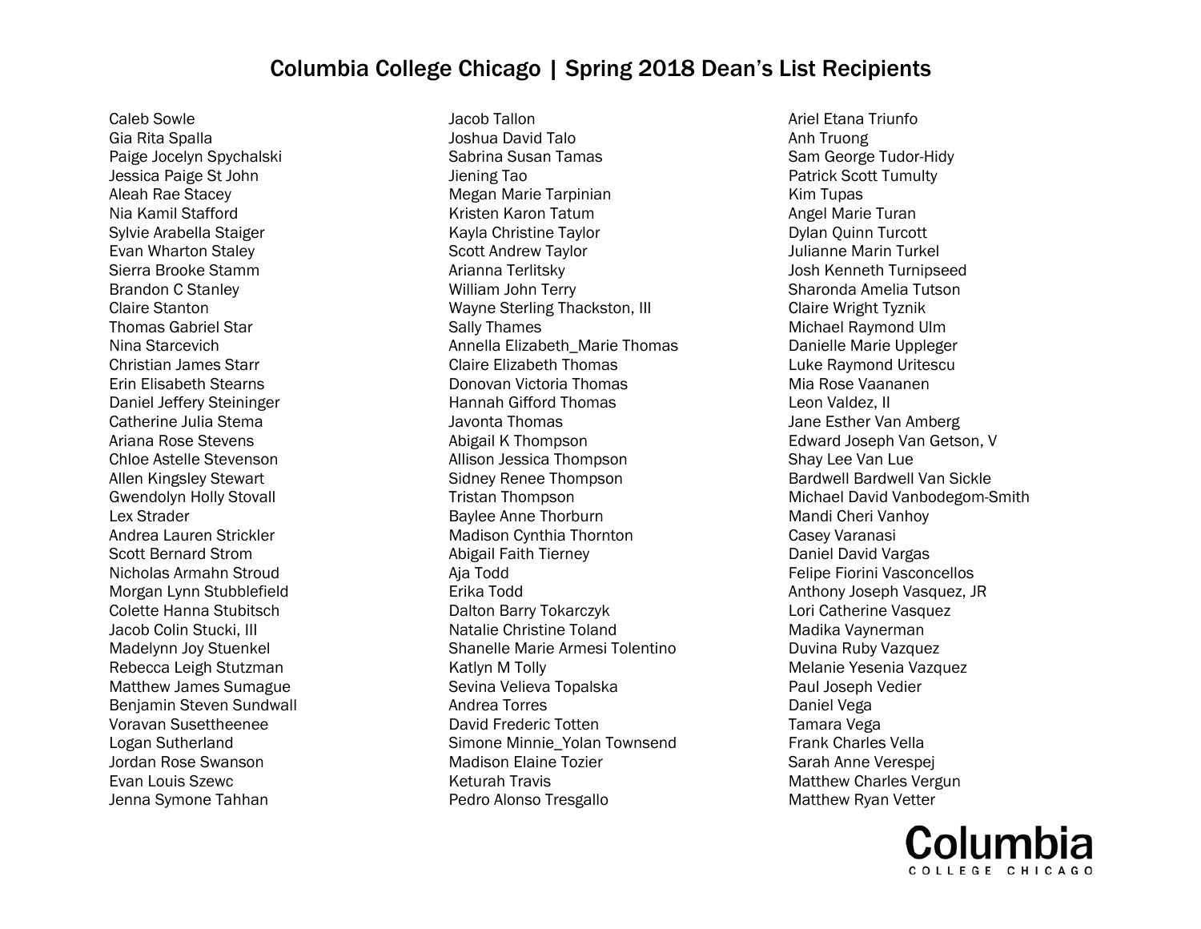# Columbia College Chicago | Spring 2018 Dean's List Recipients

Caleb Sowle
Gia Rita Spalla
Paige Jocelyn Spychalski
Jessica Paige St John
Aleah Rae Stacey
Nia Kamil Stafford
Sylvie Arabella Staiger
Evan Wharton Staley
Sierra Brooke Stamm
Brandon C Stanley
Claire Stanton
Thomas Gabriel Star
Nina Starcevich
Christian James Starr
Erin Elisabeth Stearns
Daniel Jeffery Steininger
Catherine Julia Stema
Ariana Rose Stevens
Chloe Astelle Stevenson
Allen Kingsley Stewart
Gwendolyn Holly Stovall
Lex Strader
Andrea Lauren Strickler
Scott Bernard Strom
Nicholas Armahn Stroud
Morgan Lynn Stubblefield
Colette Hanna Stubitsch
Jacob Colin Stucki, III
Madelynn Joy Stuenkel
Rebecca Leigh Stutzman
Matthew James Sumague
Benjamin Steven Sundwall
Voravan Susettheenee
Logan Sutherland
Jordan Rose Swanson
Evan Louis Szewc
Jenna Symone Tahhan
Jacob Tallon
Joshua David Talo
Sabrina Susan Tamas
Jiening Tao
Megan Marie Tarpinian
Kristen Karon Tatum
Kayla Christine Taylor
Scott Andrew Taylor
Arianna Terlitsky
William John Terry
Wayne Sterling Thackston, III
Sally Thames
Annella Elizabeth_Marie Thomas
Claire Elizabeth Thomas
Donovan Victoria Thomas
Hannah Gifford Thomas
Javonta Thomas
Abigail K Thompson
Allison Jessica Thompson
Sidney Renee Thompson
Tristan Thompson
Baylee Anne Thorburn
Madison Cynthia Thornton
Abigail Faith Tierney
Aja Todd
Erika Todd
Dalton Barry Tokarczyk
Natalie Christine Toland
Shanelle Marie Armesi Tolentino
Katlyn M Tolly
Sevina Velieva Topalska
Andrea Torres
David Frederic Totten
Simone Minnie_Yolan Townsend
Madison Elaine Tozier
Keturah Travis
Pedro Alonso Tresgallo
Ariel Etana Triunfo
Anh Truong
Sam George Tudor-Hidy
Patrick Scott Tumulty
Kim Tupas
Angel Marie Turan
Dylan Quinn Turcott
Julianne Marin Turkel
Josh Kenneth Turnipseed
Sharonda Amelia Tutson
Claire Wright Tyznik
Michael Raymond Ulm
Danielle Marie Uppleger
Luke Raymond Uritescu
Mia Rose Vaananen
Leon Valdez, II
Jane Esther Van Amberg
Edward Joseph Van Getson, V
Shay Lee Van Lue
Bardwell Bardwell Van Sickle
Michael David Vanbodegom-Smith
Mandi Cheri Vanhoy
Casey Varanasi
Daniel David Vargas
Felipe Fiorini Vasconcellos
Anthony Joseph Vasquez, JR
Lori Catherine Vasquez
Madika Vaynerman
Duvina Ruby Vazquez
Melanie Yesenia Vazquez
Paul Joseph Vedier
Daniel Vega
Tamara Vega
Frank Charles Vella
Sarah Anne Verespej
Matthew Charles Vergun
Matthew Ryan Vetter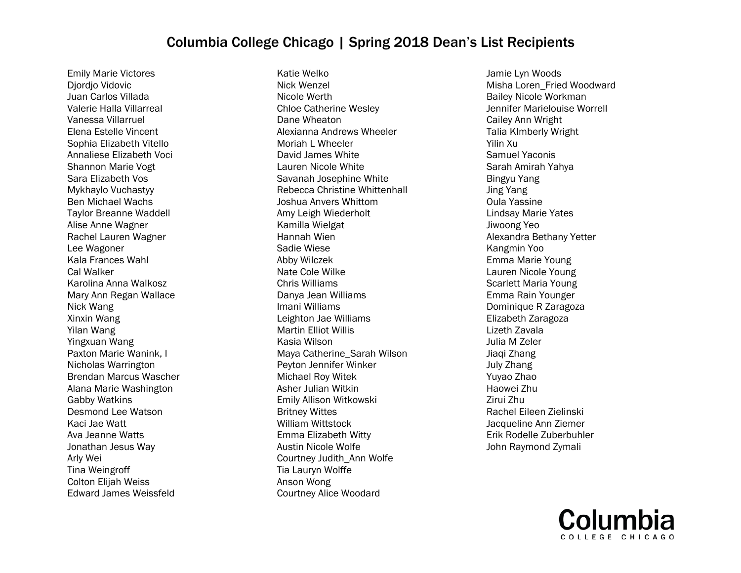# Columbia College Chicago | Spring 2018 Dean's List Recipients

Emily Marie Victores
Djordjo Vidovic
Juan Carlos Villada
Valerie Halla Villarreal
Vanessa Villarruel
Elena Estelle Vincent
Sophia Elizabeth Vitello
Annaliese Elizabeth Voci
Shannon Marie Vogt
Sara Elizabeth Vos
Mykhaylo Vuchastyy
Ben Michael Wachs
Taylor Breanne Waddell
Alise Anne Wagner
Rachel Lauren Wagner
Lee Wagoner
Kala Frances Wahl
Cal Walker
Karolina Anna Walkosz
Mary Ann Regan Wallace
Nick Wang
Xinxin Wang
Yilan Wang
Yingxuan Wang
Paxton Marie Wanink, I
Nicholas Warrington
Brendan Marcus Wascher
Alana Marie Washington
Gabby Watkins
Desmond Lee Watson
Kaci Jae Watt
Ava Jeanne Watts
Jonathan Jesus Way
Arly Wei
Tina Weingroff
Colton Elijah Weiss
Edward James Weissfeld
Katie Welko
Nick Wenzel
Nicole Werth
Chloe Catherine Wesley
Dane Wheaton
Alexianna Andrews Wheeler
Moriah L Wheeler
David James White
Lauren Nicole White
Savanah Josephine White
Rebecca Christine Whittenhall
Joshua Anvers Whittom
Amy Leigh Wiederholt
Kamilla Wielgat
Hannah Wien
Sadie Wiese
Abby Wilczek
Nate Cole Wilke
Chris Williams
Danya Jean Williams
Imani Williams
Leighton Jae Williams
Martin Elliot Willis
Kasia Wilson
Maya Catherine_Sarah Wilson
Peyton Jennifer Winker
Michael Roy Witek
Asher Julian Witkin
Emily Allison Witkowski
Britney Wittes
William Wittstock
Emma Elizabeth Witty
Austin Nicole Wolfe
Courtney Judith_Ann Wolfe
Tia Lauryn Wolffe
Anson Wong
Courtney Alice Woodard
Jamie Lyn Woods
Misha Loren_Fried Woodward
Bailey Nicole Workman
Jennifer Marielouise Worrell
Cailey Ann Wright
Talia KImberly Wright
Yilin Xu
Samuel Yaconis
Sarah Amirah Yahya
Bingyu Yang
Jing Yang
Oula Yassine
Lindsay Marie Yates
Jiwoong Yeo
Alexandra Bethany Yetter
Kangmin Yoo
Emma Marie Young
Lauren Nicole Young
Scarlett Maria Young
Emma Rain Younger
Dominique R Zaragoza
Elizabeth Zaragoza
Lizeth Zavala
Julia M Zeler
Jiaqi Zhang
July Zhang
Yuyao Zhao
Haowei Zhu
Zirui Zhu
Rachel Eileen Zielinski
Jacqueline Ann Ziemer
Erik Rodelle Zuberbuhler
John Raymond Zymali

Columbia
COLLEGE CHICAGO